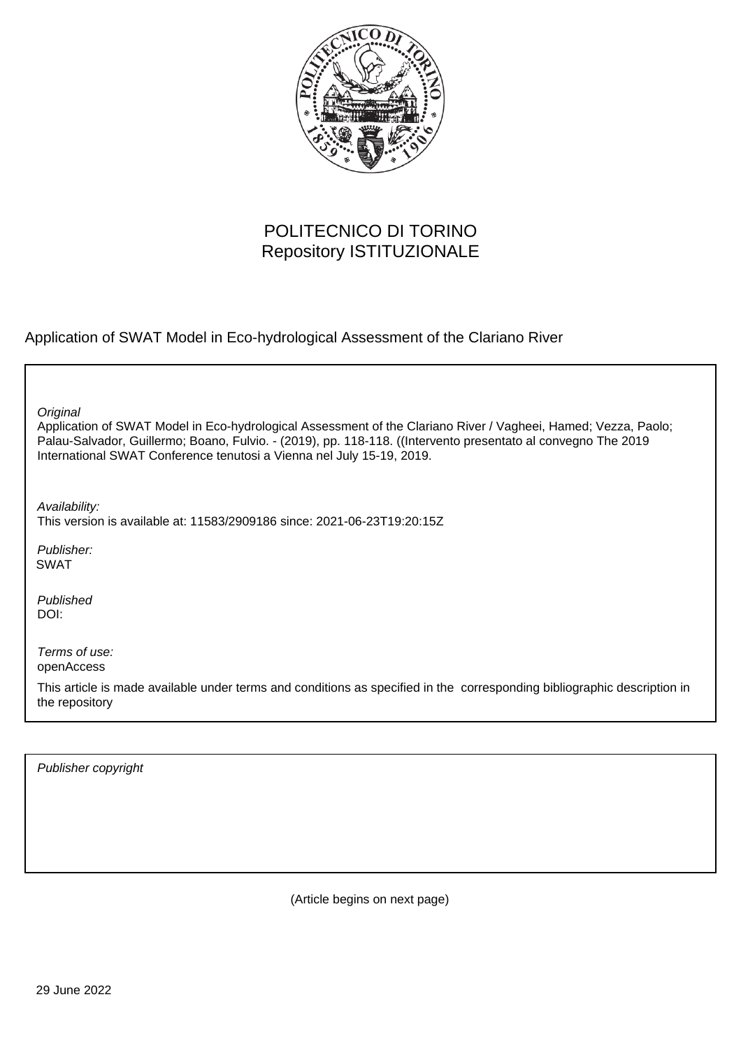POLITECNICO DI TORINO
Repository ISTITUZIONALE

Application of SWAT Model in Eco-hydrological Assessment of the Clariano River

*Original*
Application of SWAT Model in Eco-hydrological Assessment of the Clariano River / Vagheei, Hamed; Vezza, Paolo; Palau-Salvador, Guillermo; Boano, Fulvio. - (2019), pp. 118-118. ((Intervento presentato al convegno The 2019 International SWAT Conference tenutosi a Vienna nel July 15-19, 2019.

*Availability:*
This version is available at: 11583/2909186 since: 2021-06-23T19:20:15Z

*Publisher:*
SWAT

*Published*
DOI:

*Terms of use:*
openAccess

This article is made available under terms and conditions as specified in the corresponding bibliographic description in the repository

*Publisher copyright*

(Article begins on next page)

29 June 2022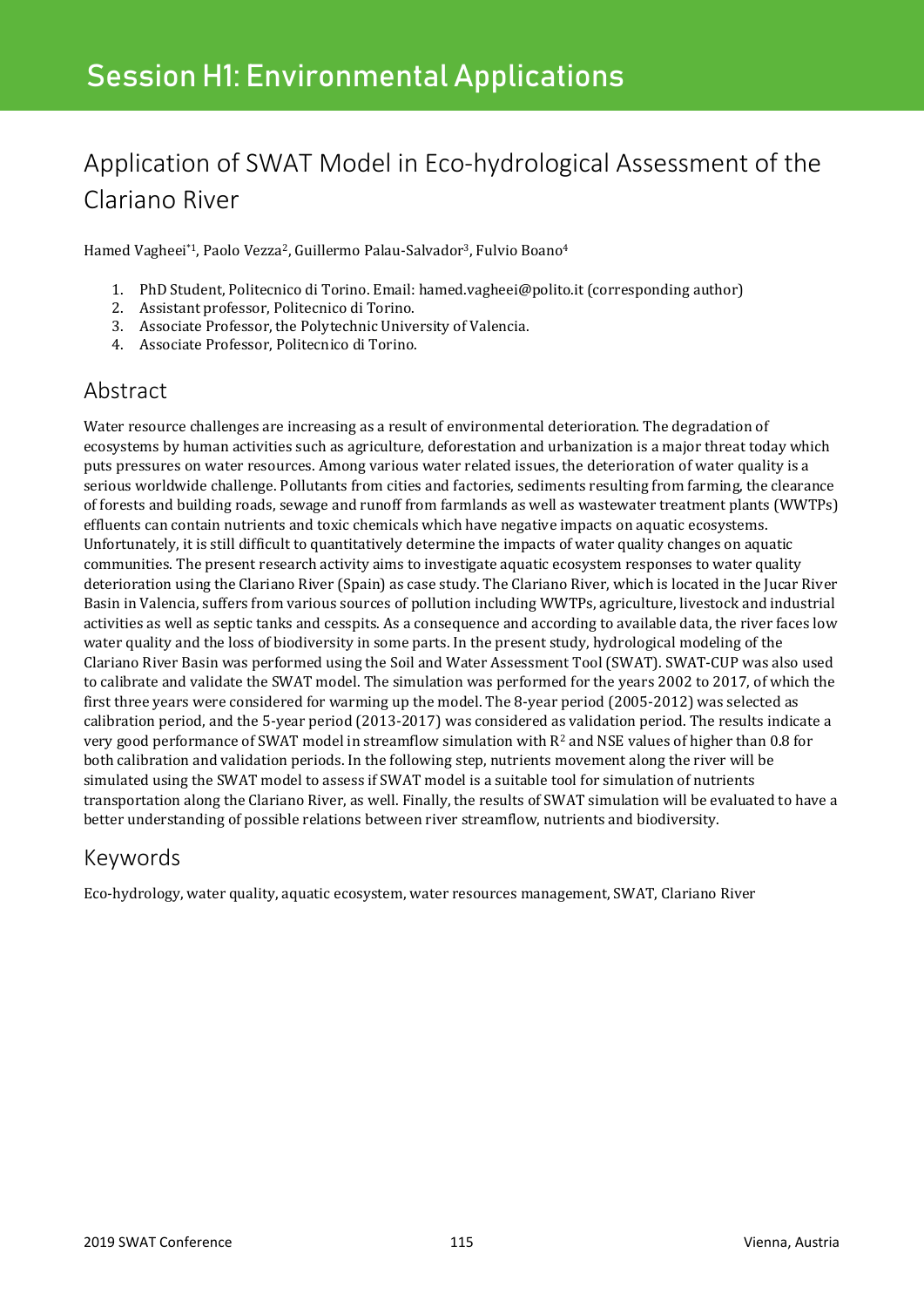# Session H1: Environmental Applications

## Application of SWAT Model in Eco-hydrological Assessment of the Clariano River

Hamed Vagheei[*1], Paolo Vezza[2], Guillermo Palau-Salvador[3], Fulvio Boano[4]

1. PhD Student, Politecnico di Torino. Email: hamed.vagheei@polito.it (corresponding author)
2. Assistant professor, Politecnico di Torino.
3. Associate Professor, the Polytechnic University of Valencia.
4. Associate Professor, Politecnico di Torino.

## Abstract

Water resource challenges are increasing as a result of environmental deterioration. The degradation of ecosystems by human activities such as agriculture, deforestation and urbanization is a major threat today which puts pressures on water resources. Among various water related issues, the deterioration of water quality is a serious worldwide challenge. Pollutants from cities and factories, sediments resulting from farming, the clearance of forests and building roads, sewage and runoff from farmlands as well as wastewater treatment plants (WWTPs) effluents can contain nutrients and toxic chemicals which have negative impacts on aquatic ecosystems. Unfortunately, it is still difficult to quantitatively determine the impacts of water quality changes on aquatic communities. The present research activity aims to investigate aquatic ecosystem responses to water quality deterioration using the Clariano River (Spain) as case study. The Clariano River, which is located in the Jucar River Basin in Valencia, suffers from various sources of pollution including WWTPs, agriculture, livestock and industrial activities as well as septic tanks and cesspits. As a consequence and according to available data, the river faces low water quality and the loss of biodiversity in some parts. In the present study, hydrological modeling of the Clariano River Basin was performed using the Soil and Water Assessment Tool (SWAT). SWAT-CUP was also used to calibrate and validate the SWAT model. The simulation was performed for the years 2002 to 2017, of which the first three years were considered for warming up the model. The 8-year period (2005-2012) was selected as calibration period, and the 5-year period (2013-2017) was considered as validation period. The results indicate a very good performance of SWAT model in streamflow simulation with $R^2$ and NSE values of higher than 0.8 for both calibration and validation periods. In the following step, nutrients movement along the river will be simulated using the SWAT model to assess if SWAT model is a suitable tool for simulation of nutrients transportation along the Clariano River, as well. Finally, the results of SWAT simulation will be evaluated to have a better understanding of possible relations between river streamflow, nutrients and biodiversity.

## Keywords

Eco-hydrology, water quality, aquatic ecosystem, water resources management, SWAT, Clariano River